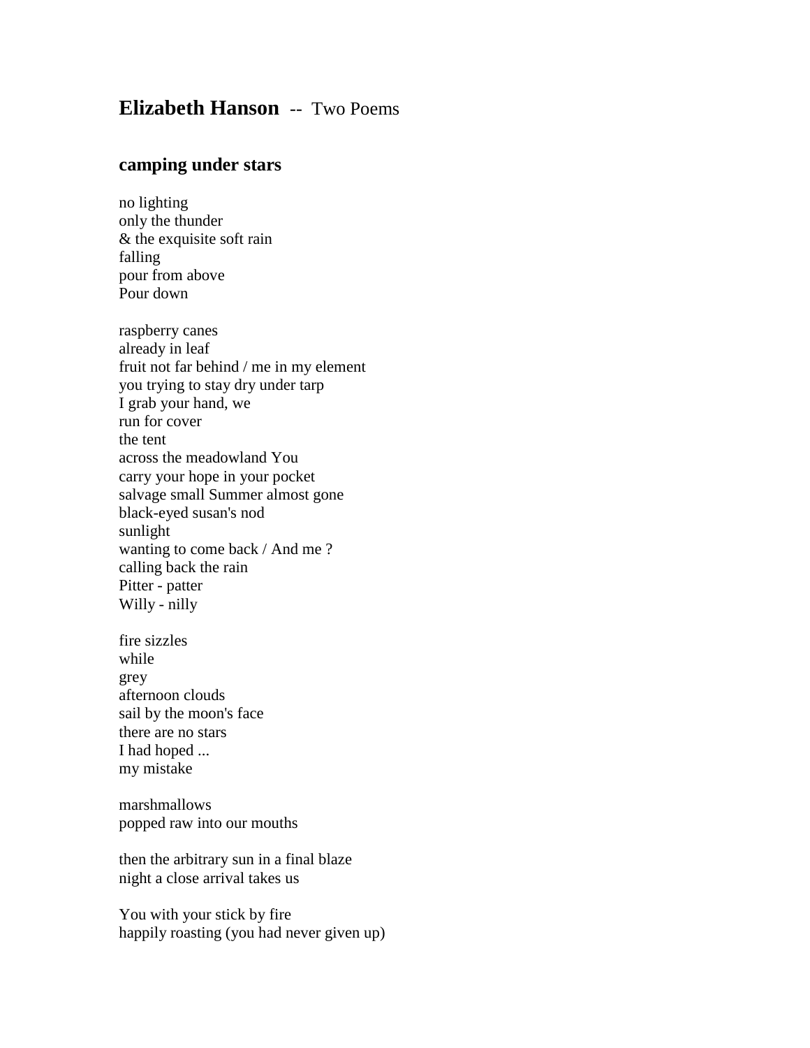# **Elizabeth Hanson** -- Two Poems

## camping under stars

no lighting  
only the thunder  
& the exquisite soft rain  
falling  
pour from above  
Pour down

raspberry canes  
already in leaf  
fruit not far behind / me in my element  
you trying to stay dry under tarp  
I grab your hand, we  
run for cover  
the tent  
across the meadowland You  
carry your hope in your pocket  
salvage small Summer almost gone  
black-eyed susan's nod  
sunlight  
wanting to come back / And me ?  
calling back the rain  
Pitter - patter  
Willy - nilly

fire sizzles  
while  
grey  
afternoon clouds  
sail by the moon's face  
there are no stars  
I had hoped ...  
my mistake

marshmallows  
popped raw into our mouths

then the arbitrary sun in a final blaze  
night a close arrival takes us

You with your stick by fire  
happily roasting (you had never given up)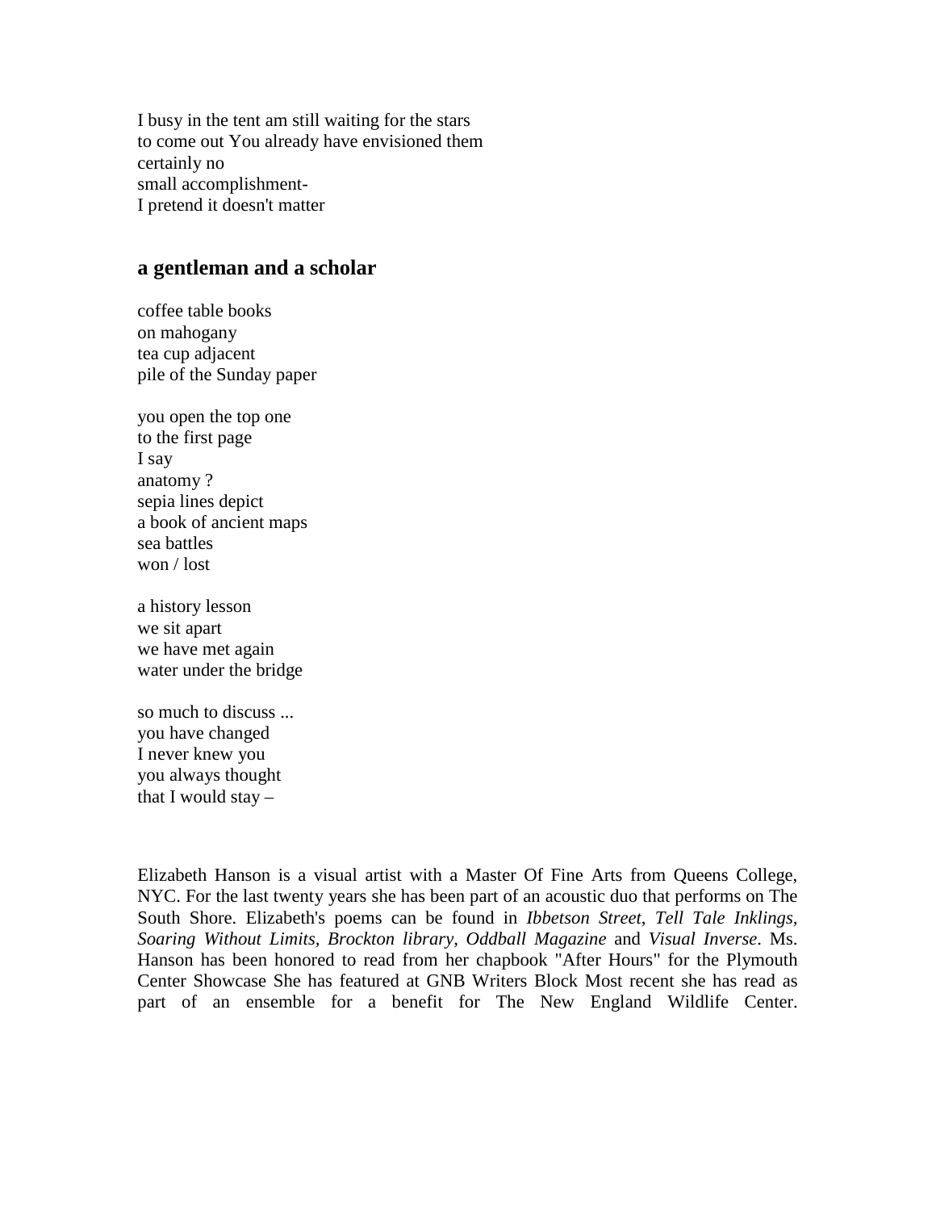I busy in the tent am still waiting for the stars  
to come out You already have envisioned them  
certainly no  
small accomplishment-  
I pretend it doesn't matter

## a gentleman and a scholar

coffee table books  
on mahogany  
tea cup adjacent  
pile of the Sunday paper

you open the top one  
to the first page  
I say  
anatomy ?  
sepia lines depict  
a book of ancient maps  
sea battles  
won / lost

a history lesson  
we sit apart  
we have met again  
water under the bridge

so much to discuss ...  
you have changed  
I never knew you  
you always thought  
that I would stay –

Elizabeth Hanson is a visual artist with a Master Of Fine Arts from Queens College, NYC. For the last twenty years she has been part of an acoustic duo that performs on The South Shore. Elizabeth's poems can be found in *Ibbetson Street, Tell Tale Inklings, Soaring Without Limits, Brockton library, Oddball Magazine* and *Visual Inverse*. Ms. Hanson has been honored to read from her chapbook "After Hours" for the Plymouth Center Showcase She has featured at GNB Writers Block Most recent she has read as part of an ensemble for a benefit for The New England Wildlife Center.